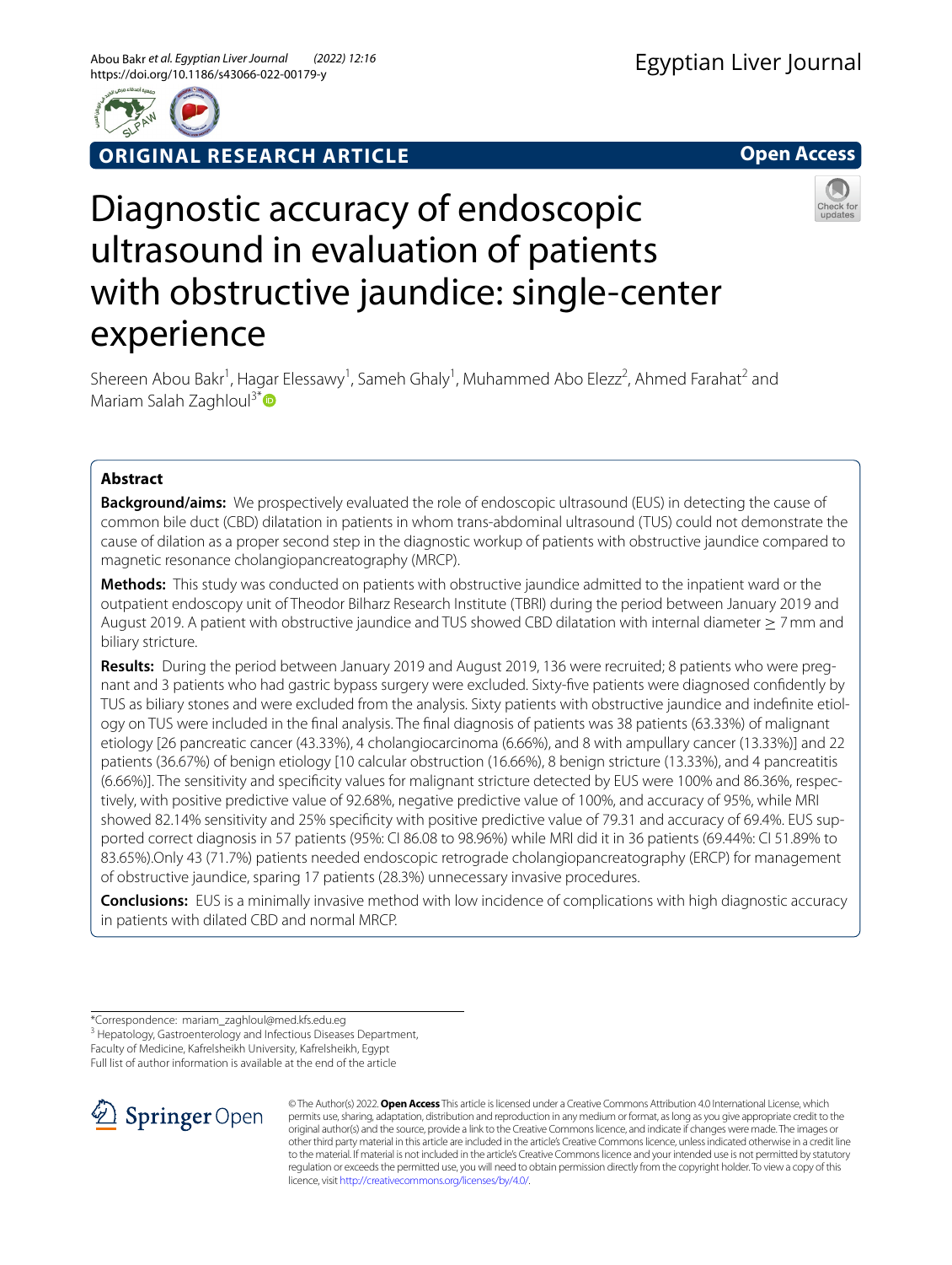ORIGINAL RESEARCH ARTICLE

Open Access

# Diagnostic accuracy of endoscopic ultrasound in evaluation of patients with obstructive jaundice: single-center experience

Shereen Abou Bakr[1], Hagar Elessawy[1], Sameh Ghaly[1], Muhammed Abo Elezz[2], Ahmed Farahat[2] and Mariam Salah Zaghloul[3*]

## Abstract

**Background/aims:** We prospectively evaluated the role of endoscopic ultrasound (EUS) in detecting the cause of common bile duct (CBD) dilatation in patients in whom trans-abdominal ultrasound (TUS) could not demonstrate the cause of dilation as a proper second step in the diagnostic workup of patients with obstructive jaundice compared to magnetic resonance cholangiopancreatography (MRCP).

**Methods:** This study was conducted on patients with obstructive jaundice admitted to the inpatient ward or the outpatient endoscopy unit of Theodor Bilharz Research Institute (TBRI) during the period between January 2019 and August 2019. A patient with obstructive jaundice and TUS showed CBD dilatation with internal diameter ≥ 7 mm and biliary stricture.

**Results:** During the period between January 2019 and August 2019, 136 were recruited; 8 patients who were pregnant and 3 patients who had gastric bypass surgery were excluded. Sixty-five patients were diagnosed confidently by TUS as biliary stones and were excluded from the analysis. Sixty patients with obstructive jaundice and indefinite etiology on TUS were included in the final analysis. The final diagnosis of patients was 38 patients (63.33%) of malignant etiology [26 pancreatic cancer (43.33%), 4 cholangiocarcinoma (6.66%), and 8 with ampullary cancer (13.33%)] and 22 patients (36.67%) of benign etiology [10 calcular obstruction (16.66%), 8 benign stricture (13.33%), and 4 pancreatitis (6.66%)]. The sensitivity and specificity values for malignant stricture detected by EUS were 100% and 86.36%, respectively, with positive predictive value of 92.68%, negative predictive value of 100%, and accuracy of 95%, while MRI showed 82.14% sensitivity and 25% specificity with positive predictive value of 79.31 and accuracy of 69.4%. EUS supported correct diagnosis in 57 patients (95%: CI 86.08 to 98.96%) while MRI did it in 36 patients (69.44%: CI 51.89% to 83.65%).Only 43 (71.7%) patients needed endoscopic retrograde cholangiopancreatography (ERCP) for management of obstructive jaundice, sparing 17 patients (28.3%) unnecessary invasive procedures.

**Conclusions:** EUS is a minimally invasive method with low incidence of complications with high diagnostic accuracy in patients with dilated CBD and normal MRCP.

*Correspondence: mariam_zaghloul@med.kfs.edu.eg
[3] Hepatology, Gastroenterology and Infectious Diseases Department, Faculty of Medicine, Kafrelsheikh University, Kafrelsheikh, Egypt
Full list of author information is available at the end of the article

© The Author(s) 2022. **Open Access** This article is licensed under a Creative Commons Attribution 4.0 International License, which permits use, sharing, adaptation, distribution and reproduction in any medium or format, as long as you give appropriate credit to the original author(s) and the source, provide a link to the Creative Commons licence, and indicate if changes were made. The images or other third party material in this article are included in the article's Creative Commons licence, unless indicated otherwise in a credit line to the material. If material is not included in the article's Creative Commons licence and your intended use is not permitted by statutory regulation or exceeds the permitted use, you will need to obtain permission directly from the copyright holder. To view a copy of this licence, visit http://creativecommons.org/licenses/by/4.0/.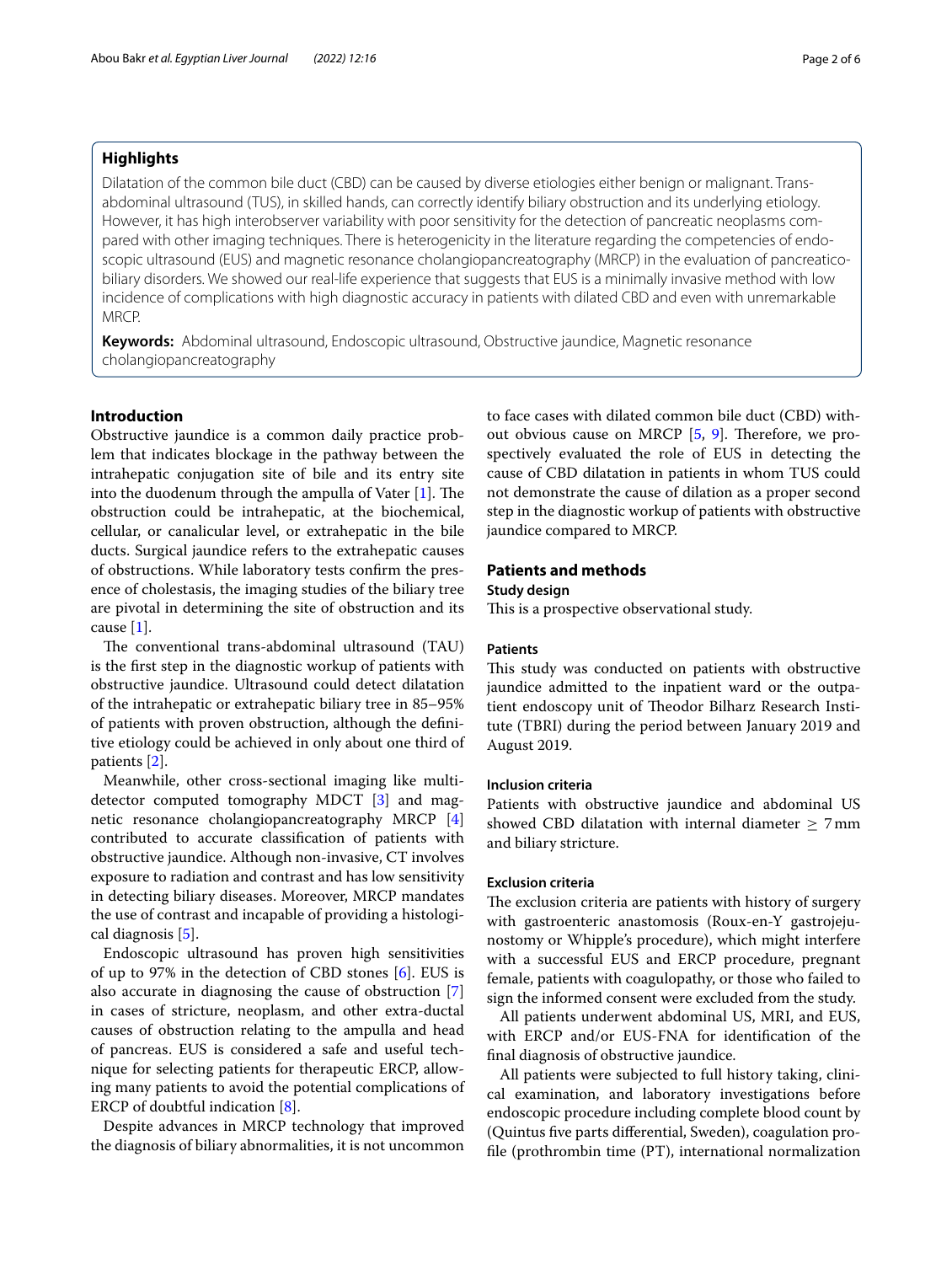## Highlights

Dilatation of the common bile duct (CBD) can be caused by diverse etiologies either benign or malignant. Trans-abdominal ultrasound (TUS), in skilled hands, can correctly identify biliary obstruction and its underlying etiology. However, it has high interobserver variability with poor sensitivity for the detection of pancreatic neoplasms compared with other imaging techniques. There is heterogenicity in the literature regarding the competencies of endoscopic ultrasound (EUS) and magnetic resonance cholangiopancreatography (MRCP) in the evaluation of pancreatico-biliary disorders. We showed our real-life experience that suggests that EUS is a minimally invasive method with low incidence of complications with high diagnostic accuracy in patients with dilated CBD and even with unremarkable MRCP.

**Keywords:** Abdominal ultrasound, Endoscopic ultrasound, Obstructive jaundice, Magnetic resonance cholangiopancreatography

## Introduction

Obstructive jaundice is a common daily practice problem that indicates blockage in the pathway between the intrahepatic conjugation site of bile and its entry site into the duodenum through the ampulla of Vater [1]. The obstruction could be intrahepatic, at the biochemical, cellular, or canalicular level, or extrahepatic in the bile ducts. Surgical jaundice refers to the extrahepatic causes of obstructions. While laboratory tests confirm the presence of cholestasis, the imaging studies of the biliary tree are pivotal in determining the site of obstruction and its cause [1].

The conventional trans-abdominal ultrasound (TAU) is the first step in the diagnostic workup of patients with obstructive jaundice. Ultrasound could detect dilatation of the intrahepatic or extrahepatic biliary tree in 85–95% of patients with proven obstruction, although the definitive etiology could be achieved in only about one third of patients [2].

Meanwhile, other cross-sectional imaging like multidetector computed tomography MDCT [3] and magnetic resonance cholangiopancreatography MRCP [4] contributed to accurate classification of patients with obstructive jaundice. Although non-invasive, CT involves exposure to radiation and contrast and has low sensitivity in detecting biliary diseases. Moreover, MRCP mandates the use of contrast and incapable of providing a histological diagnosis [5].

Endoscopic ultrasound has proven high sensitivities of up to 97% in the detection of CBD stones [6]. EUS is also accurate in diagnosing the cause of obstruction [7] in cases of stricture, neoplasm, and other extra-ductal causes of obstruction relating to the ampulla and head of pancreas. EUS is considered a safe and useful technique for selecting patients for therapeutic ERCP, allowing many patients to avoid the potential complications of ERCP of doubtful indication [8].

Despite advances in MRCP technology that improved the diagnosis of biliary abnormalities, it is not uncommon to face cases with dilated common bile duct (CBD) without obvious cause on MRCP [5, 9]. Therefore, we prospectively evaluated the role of EUS in detecting the cause of CBD dilatation in patients in whom TUS could not demonstrate the cause of dilation as a proper second step in the diagnostic workup of patients with obstructive jaundice compared to MRCP.

## Patients and methods

### Study design

This is a prospective observational study.

### Patients

This study was conducted on patients with obstructive jaundice admitted to the inpatient ward or the outpatient endoscopy unit of Theodor Bilharz Research Institute (TBRI) during the period between January 2019 and August 2019.

### Inclusion criteria

Patients with obstructive jaundice and abdominal US showed CBD dilatation with internal diameter $\geq$ 7 mm and biliary stricture.

### Exclusion criteria

The exclusion criteria are patients with history of surgery with gastroenteric anastomosis (Roux-en-Y gastrojejunostomy or Whipple's procedure), which might interfere with a successful EUS and ERCP procedure, pregnant female, patients with coagulopathy, or those who failed to sign the informed consent were excluded from the study.

All patients underwent abdominal US, MRI, and EUS, with ERCP and/or EUS-FNA for identification of the final diagnosis of obstructive jaundice.

All patients were subjected to full history taking, clinical examination, and laboratory investigations before endoscopic procedure including complete blood count by (Quintus five parts differential, Sweden), coagulation profile (prothrombin time (PT), international normalization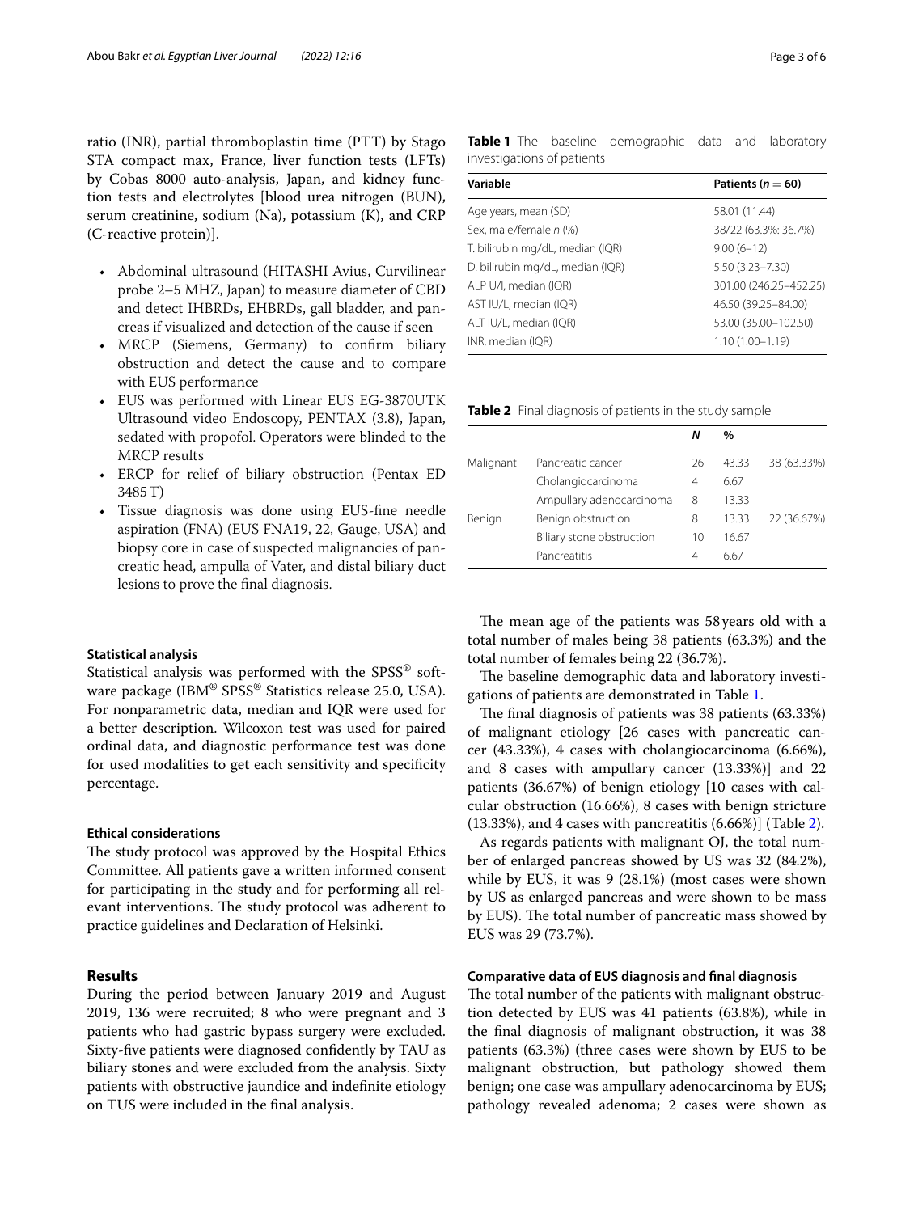ratio (INR), partial thromboplastin time (PTT) by Stago STA compact max, France, liver function tests (LFTs) by Cobas 8000 auto-analysis, Japan, and kidney function tests and electrolytes [blood urea nitrogen (BUN), serum creatinine, sodium (Na), potassium (K), and CRP (C-reactive protein)].

- Abdominal ultrasound (HITASHI Avius, Curvilinear probe 2–5 MHZ, Japan) to measure diameter of CBD and detect IHBRDs, EHBRDs, gall bladder, and pancreas if visualized and detection of the cause if seen
- MRCP (Siemens, Germany) to confirm biliary obstruction and detect the cause and to compare with EUS performance
- EUS was performed with Linear EUS EG-3870UTK Ultrasound video Endoscopy, PENTAX (3.8), Japan, sedated with propofol. Operators were blinded to the MRCP results
- ERCP for relief of biliary obstruction (Pentax ED 3485 T)
- Tissue diagnosis was done using EUS-fine needle aspiration (FNA) (EUS FNA19, 22, Gauge, USA) and biopsy core in case of suspected malignancies of pancreatic head, ampulla of Vater, and distal biliary duct lesions to prove the final diagnosis.

### Statistical analysis

Statistical analysis was performed with the SPSS® software package (IBM® SPSS® Statistics release 25.0, USA). For nonparametric data, median and IQR were used for a better description. Wilcoxon test was used for paired ordinal data, and diagnostic performance test was done for used modalities to get each sensitivity and specificity percentage.

### Ethical considerations

The study protocol was approved by the Hospital Ethics Committee. All patients gave a written informed consent for participating in the study and for performing all relevant interventions. The study protocol was adherent to practice guidelines and Declaration of Helsinki.

## Results

During the period between January 2019 and August 2019, 136 were recruited; 8 who were pregnant and 3 patients who had gastric bypass surgery were excluded. Sixty-five patients were diagnosed confidently by TAU as biliary stones and were excluded from the analysis. Sixty patients with obstructive jaundice and indefinite etiology on TUS were included in the final analysis.

**Table 1** The baseline demographic data and laboratory investigations of patients

| Variable | Patients ($n = 60$) |
|---|---|
| Age years, mean (SD) | 58.01 (11.44) |
| Sex, male/female *n* (%) | 38/22 (63.3%: 36.7%) |
| T. bilirubin mg/dL, median (IQR) | 9.00 (6–12) |
| D. bilirubin mg/dL, median (IQR) | 5.50 (3.23–7.30) |
| ALP U/l, median (IQR) | 301.00 (246.25–452.25) |
| AST IU/L, median (IQR) | 46.50 (39.25–84.00) |
| ALT IU/L, median (IQR) | 53.00 (35.00–102.50) |
| INR, median (IQR) | 1.10 (1.00–1.19) |

**Table 2** Final diagnosis of patients in the study sample

| | | *N* | % | |
|---|---|---|---|---|
| Malignant | Pancreatic cancer | 26 | 43.33 | 38 (63.33%) |
| | Cholangiocarcinoma | 4 | 6.67 | |
| | Ampullary adenocarcinoma | 8 | 13.33 | |
| Benign | Benign obstruction | 8 | 13.33 | 22 (36.67%) |
| | Biliary stone obstruction | 10 | 16.67 | |
| | Pancreatitis | 4 | 6.67 | |

The mean age of the patients was 58 years old with a total number of males being 38 patients (63.3%) and the total number of females being 22 (36.7%).

The baseline demographic data and laboratory investigations of patients are demonstrated in Table 1.

The final diagnosis of patients was 38 patients (63.33%) of malignant etiology [26 cases with pancreatic cancer (43.33%), 4 cases with cholangiocarcinoma (6.66%), and 8 cases with ampullary cancer (13.33%)] and 22 patients (36.67%) of benign etiology [10 cases with calcular obstruction (16.66%), 8 cases with benign stricture (13.33%), and 4 cases with pancreatitis (6.66%)] (Table 2).

As regards patients with malignant OJ, the total number of enlarged pancreas showed by US was 32 (84.2%), while by EUS, it was 9 (28.1%) (most cases were shown by US as enlarged pancreas and were shown to be mass by EUS). The total number of pancreatic mass showed by EUS was 29 (73.7%).

### Comparative data of EUS diagnosis and final diagnosis

The total number of the patients with malignant obstruction detected by EUS was 41 patients (63.8%), while in the final diagnosis of malignant obstruction, it was 38 patients (63.3%) (three cases were shown by EUS to be malignant obstruction, but pathology showed them benign; one case was ampullary adenocarcinoma by EUS; pathology revealed adenoma; 2 cases were shown as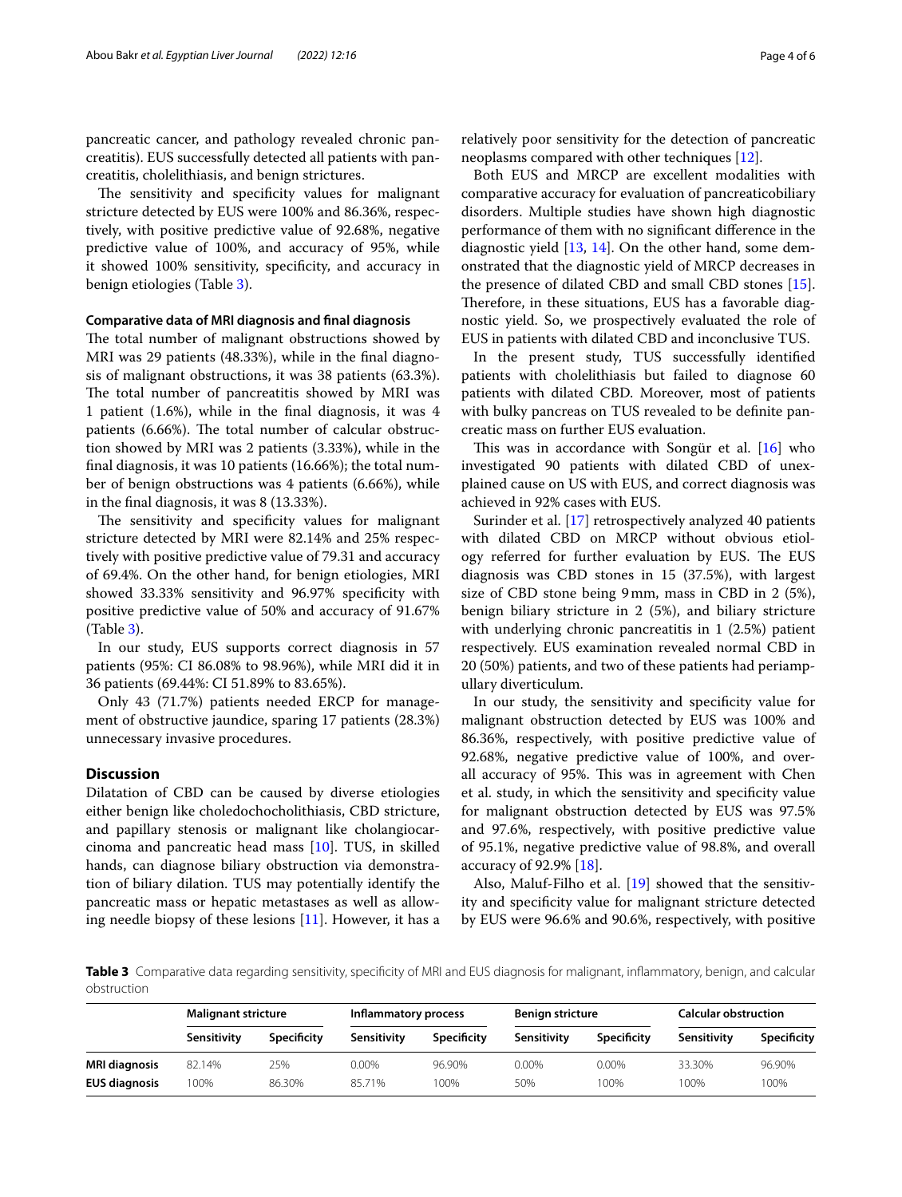pancreatic cancer, and pathology revealed chronic pancreatitis). EUS successfully detected all patients with pancreatitis, cholelithiasis, and benign strictures.

The sensitivity and specificity values for malignant stricture detected by EUS were 100% and 86.36%, respectively, with positive predictive value of 92.68%, negative predictive value of 100%, and accuracy of 95%, while it showed 100% sensitivity, specificity, and accuracy in benign etiologies (Table 3).

#### Comparative data of MRI diagnosis and final diagnosis

The total number of malignant obstructions showed by MRI was 29 patients (48.33%), while in the final diagnosis of malignant obstructions, it was 38 patients (63.3%). The total number of pancreatitis showed by MRI was 1 patient (1.6%), while in the final diagnosis, it was 4 patients (6.66%). The total number of calcular obstruction showed by MRI was 2 patients (3.33%), while in the final diagnosis, it was 10 patients (16.66%); the total number of benign obstructions was 4 patients (6.66%), while in the final diagnosis, it was 8 (13.33%).

The sensitivity and specificity values for malignant stricture detected by MRI were 82.14% and 25% respectively with positive predictive value of 79.31 and accuracy of 69.4%. On the other hand, for benign etiologies, MRI showed 33.33% sensitivity and 96.97% specificity with positive predictive value of 50% and accuracy of 91.67% (Table 3).

In our study, EUS supports correct diagnosis in 57 patients (95%: CI 86.08% to 98.96%), while MRI did it in 36 patients (69.44%: CI 51.89% to 83.65%).

Only 43 (71.7%) patients needed ERCP for management of obstructive jaundice, sparing 17 patients (28.3%) unnecessary invasive procedures.

## Discussion

Dilatation of CBD can be caused by diverse etiologies either benign like choledochocholithiasis, CBD stricture, and papillary stenosis or malignant like cholangiocarcinoma and pancreatic head mass [10]. TUS, in skilled hands, can diagnose biliary obstruction via demonstration of biliary dilation. TUS may potentially identify the pancreatic mass or hepatic metastases as well as allowing needle biopsy of these lesions [11]. However, it has a relatively poor sensitivity for the detection of pancreatic neoplasms compared with other techniques [12].

Both EUS and MRCP are excellent modalities with comparative accuracy for evaluation of pancreaticobiliary disorders. Multiple studies have shown high diagnostic performance of them with no significant difference in the diagnostic yield [13, 14]. On the other hand, some demonstrated that the diagnostic yield of MRCP decreases in the presence of dilated CBD and small CBD stones [15]. Therefore, in these situations, EUS has a favorable diagnostic yield. So, we prospectively evaluated the role of EUS in patients with dilated CBD and inconclusive TUS.

In the present study, TUS successfully identified patients with cholelithiasis but failed to diagnose 60 patients with dilated CBD. Moreover, most of patients with bulky pancreas on TUS revealed to be definite pancreatic mass on further EUS evaluation.

This was in accordance with Songür et al. [16] who investigated 90 patients with dilated CBD of unexplained cause on US with EUS, and correct diagnosis was achieved in 92% cases with EUS.

Surinder et al. [17] retrospectively analyzed 40 patients with dilated CBD on MRCP without obvious etiology referred for further evaluation by EUS. The EUS diagnosis was CBD stones in 15 (37.5%), with largest size of CBD stone being 9 mm, mass in CBD in 2 (5%), benign biliary stricture in 2 (5%), and biliary stricture with underlying chronic pancreatitis in 1 (2.5%) patient respectively. EUS examination revealed normal CBD in 20 (50%) patients, and two of these patients had periampullary diverticulum.

In our study, the sensitivity and specificity value for malignant obstruction detected by EUS was 100% and 86.36%, respectively, with positive predictive value of 92.68%, negative predictive value of 100%, and overall accuracy of 95%. This was in agreement with Chen et al. study, in which the sensitivity and specificity value for malignant obstruction detected by EUS was 97.5% and 97.6%, respectively, with positive predictive value of 95.1%, negative predictive value of 98.8%, and overall accuracy of 92.9% [18].

Also, Maluf-Filho et al. [19] showed that the sensitivity and specificity value for malignant stricture detected by EUS were 96.6% and 90.6%, respectively, with positive

**Table 3** Comparative data regarding sensitivity, specificity of MRI and EUS diagnosis for malignant, inflammatory, benign, and calcular obstruction

| | Malignant stricture | | Inflammatory process | | Benign stricture | | Calcular obstruction | |
|---|---|---|---|---|---|---|---|---|
| | Sensitivity | Specificity | Sensitivity | Specificity | Sensitivity | Specificity | Sensitivity | Specificity |
| **MRI diagnosis** | 82.14% | 25% | 0.00% | 96.90% | 0.00% | 0.00% | 33.30% | 96.90% |
| **EUS diagnosis** | 100% | 86.30% | 85.71% | 100% | 50% | 100% | 100% | 100% |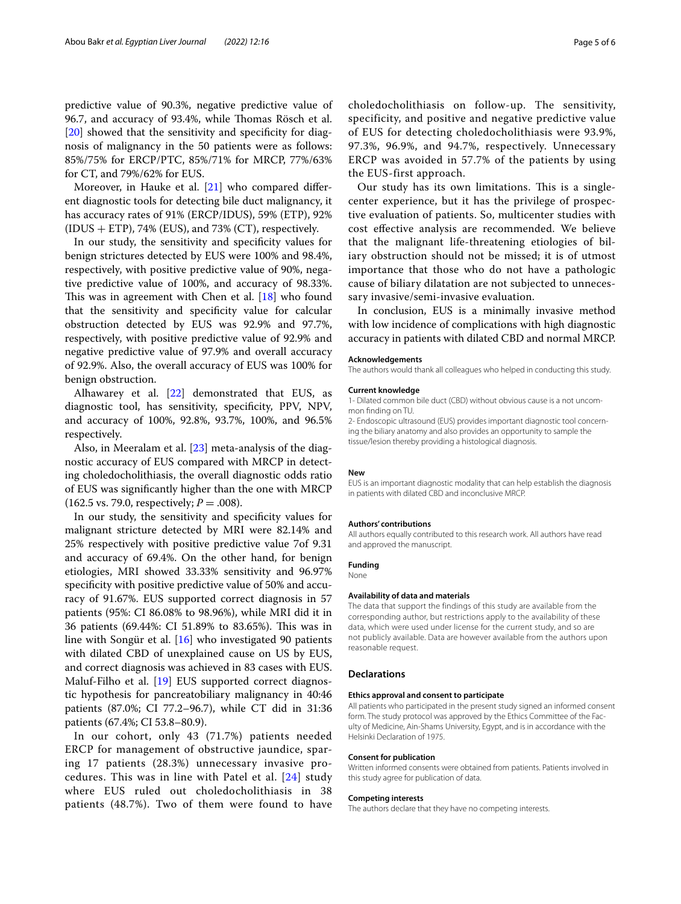predictive value of 90.3%, negative predictive value of 96.7, and accuracy of 93.4%, while Thomas Rösch et al. [20] showed that the sensitivity and specificity for diagnosis of malignancy in the 50 patients were as follows: 85%/75% for ERCP/PTC, 85%/71% for MRCP, 77%/63% for CT, and 79%/62% for EUS.

Moreover, in Hauke et al. [21] who compared different diagnostic tools for detecting bile duct malignancy, it has accuracy rates of 91% (ERCP/IDUS), 59% (ETP), 92% (IDUS + ETP), 74% (EUS), and 73% (CT), respectively.

In our study, the sensitivity and specificity values for benign strictures detected by EUS were 100% and 98.4%, respectively, with positive predictive value of 90%, negative predictive value of 100%, and accuracy of 98.33%. This was in agreement with Chen et al. [18] who found that the sensitivity and specificity value for calcular obstruction detected by EUS was 92.9% and 97.7%, respectively, with positive predictive value of 92.9% and negative predictive value of 97.9% and overall accuracy of 92.9%. Also, the overall accuracy of EUS was 100% for benign obstruction.

Alhawarey et al. [22] demonstrated that EUS, as diagnostic tool, has sensitivity, specificity, PPV, NPV, and accuracy of 100%, 92.8%, 93.7%, 100%, and 96.5% respectively.

Also, in Meeralam et al. [23] meta-analysis of the diagnostic accuracy of EUS compared with MRCP in detecting choledocholithiasis, the overall diagnostic odds ratio of EUS was significantly higher than the one with MRCP (162.5 vs. 79.0, respectively; $P = .008$).

In our study, the sensitivity and specificity values for malignant stricture detected by MRI were 82.14% and 25% respectively with positive predictive value 7of 9.31 and accuracy of 69.4%. On the other hand, for benign etiologies, MRI showed 33.33% sensitivity and 96.97% specificity with positive predictive value of 50% and accuracy of 91.67%. EUS supported correct diagnosis in 57 patients (95%: CI 86.08% to 98.96%), while MRI did it in 36 patients (69.44%: CI 51.89% to 83.65%). This was in line with Songür et al. [16] who investigated 90 patients with dilated CBD of unexplained cause on US by EUS, and correct diagnosis was achieved in 83 cases with EUS. Maluf-Filho et al. [19] EUS supported correct diagnostic hypothesis for pancreatobiliary malignancy in 40:46 patients (87.0%; CI 77.2–96.7), while CT did in 31:36 patients (67.4%; CI 53.8–80.9).

In our cohort, only 43 (71.7%) patients needed ERCP for management of obstructive jaundice, sparing 17 patients (28.3%) unnecessary invasive procedures. This was in line with Patel et al. [24] study where EUS ruled out choledocholithiasis in 38 patients (48.7%). Two of them were found to have choledocholithiasis on follow-up. The sensitivity, specificity, and positive and negative predictive value of EUS for detecting choledocholithiasis were 93.9%, 97.3%, 96.9%, and 94.7%, respectively. Unnecessary ERCP was avoided in 57.7% of the patients by using the EUS-first approach.

Our study has its own limitations. This is a single-center experience, but it has the privilege of prospective evaluation of patients. So, multicenter studies with cost effective analysis are recommended. We believe that the malignant life-threatening etiologies of biliary obstruction should not be missed; it is of utmost importance that those who do not have a pathologic cause of biliary dilatation are not subjected to unnecessary invasive/semi-invasive evaluation.

In conclusion, EUS is a minimally invasive method with low incidence of complications with high diagnostic accuracy in patients with dilated CBD and normal MRCP.

#### Acknowledgements
The authors would thank all colleagues who helped in conducting this study.

#### Current knowledge
1- Dilated common bile duct (CBD) without obvious cause is a not uncommon finding on TU.
2- Endoscopic ultrasound (EUS) provides important diagnostic tool concerning the biliary anatomy and also provides an opportunity to sample the tissue/lesion thereby providing a histological diagnosis.

#### New
EUS is an important diagnostic modality that can help establish the diagnosis in patients with dilated CBD and inconclusive MRCP.

#### Authors' contributions
All authors equally contributed to this research work. All authors have read and approved the manuscript.

#### Funding
None

#### Availability of data and materials
The data that support the findings of this study are available from the corresponding author, but restrictions apply to the availability of these data, which were used under license for the current study, and so are not publicly available. Data are however available from the authors upon reasonable request.

### Declarations

#### Ethics approval and consent to participate
All patients who participated in the present study signed an informed consent form. The study protocol was approved by the Ethics Committee of the Faculty of Medicine, Ain-Shams University, Egypt, and is in accordance with the Helsinki Declaration of 1975.

#### Consent for publication
Written informed consents were obtained from patients. Patients involved in this study agree for publication of data.

#### Competing interests
The authors declare that they have no competing interests.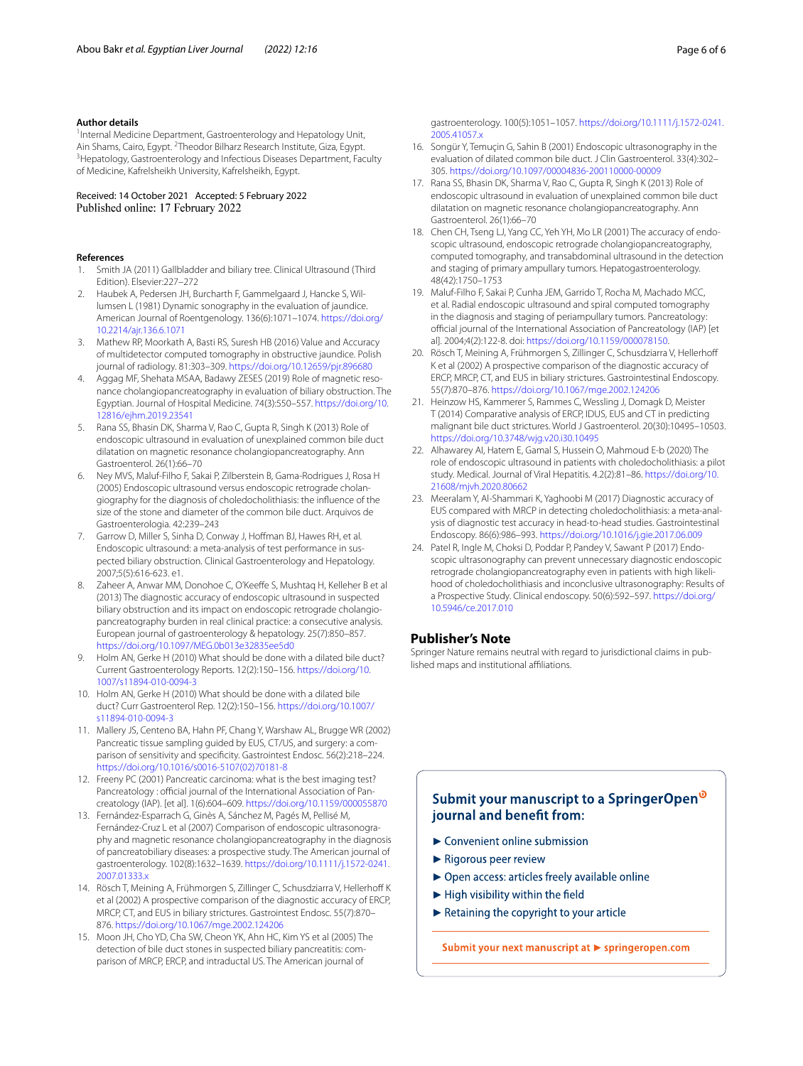#### Author details

[1]Internal Medicine Department, Gastroenterology and Hepatology Unit, Ain Shams, Cairo, Egypt. [2]Theodor Bilharz Research Institute, Giza, Egypt. [3]Hepatology, Gastroenterology and Infectious Diseases Department, Faculty of Medicine, Kafrelsheikh University, Kafrelsheikh, Egypt.

Received: 14 October 2021 Accepted: 5 February 2022
Published online: 17 February 2022

#### References

1. Smith JA (2011) Gallbladder and biliary tree. Clinical Ultrasound (Third Edition). Elsevier:227–272
2. Haubek A, Pedersen JH, Burcharth F, Gammelgaard J, Hancke S, Willumsen L (1981) Dynamic sonography in the evaluation of jaundice. American Journal of Roentgenology. 136(6):1071–1074. https://doi.org/10.2214/ajr.136.6.1071
3. Mathew RP, Moorkath A, Basti RS, Suresh HB (2016) Value and Accuracy of multidetector computed tomography in obstructive jaundice. Polish journal of radiology. 81:303–309. https://doi.org/10.12659/pjr.896680
4. Aggag MF, Shehata MSAA, Badawy ZESES (2019) Role of magnetic resonance cholangiopancreatography in evaluation of biliary obstruction. The Egyptian. Journal of Hospital Medicine. 74(3):550–557. https://doi.org/10.12816/ejhm.2019.23541
5. Rana SS, Bhasin DK, Sharma V, Rao C, Gupta R, Singh K (2013) Role of endoscopic ultrasound in evaluation of unexplained common bile duct dilatation on magnetic resonance cholangiopancreatography. Ann Gastroenterol. 26(1):66–70
6. Ney MVS, Maluf-Filho F, Sakai P, Zilberstein B, Gama-Rodrigues J, Rosa H (2005) Endoscopic ultrasound versus endoscopic retrograde cholangiography for the diagnosis of choledocholithiasis: the influence of the size of the stone and diameter of the common bile duct. Arquivos de Gastroenterologia. 42:239–243
7. Garrow D, Miller S, Sinha D, Conway J, Hoffman BJ, Hawes RH, et al. Endoscopic ultrasound: a meta-analysis of test performance in suspected biliary obstruction. Clinical Gastroenterology and Hepatology. 2007;5(5):616-623. e1.
8. Zaheer A, Anwar MM, Donohoe C, O'Keeffe S, Mushtaq H, Kelleher B et al (2013) The diagnostic accuracy of endoscopic ultrasound in suspected biliary obstruction and its impact on endoscopic retrograde cholangiopancreatography burden in real clinical practice: a consecutive analysis. European journal of gastroenterology & hepatology. 25(7):850–857. https://doi.org/10.1097/MEG.0b013e32835ee5d0
9. Holm AN, Gerke H (2010) What should be done with a dilated bile duct? Current Gastroenterology Reports. 12(2):150–156. https://doi.org/10.1007/s11894-010-0094-3
10. Holm AN, Gerke H (2010) What should be done with a dilated bile duct? Curr Gastroenterol Rep. 12(2):150–156. https://doi.org/10.1007/s11894-010-0094-3
11. Mallery JS, Centeno BA, Hahn PF, Chang Y, Warshaw AL, Brugge WR (2002) Pancreatic tissue sampling guided by EUS, CT/US, and surgery: a comparison of sensitivity and specificity. Gastrointest Endosc. 56(2):218–224. https://doi.org/10.1016/s0016-5107(02)70181-8
12. Freeny PC (2001) Pancreatic carcinoma: what is the best imaging test? Pancreatology : official journal of the International Association of Pancreatology (IAP). [et al]. 1(6):604–609. https://doi.org/10.1159/000055870
13. Fernández-Esparrach G, Ginès A, Sánchez M, Pagés M, Pellisé M, Fernández-Cruz L et al (2007) Comparison of endoscopic ultrasonography and magnetic resonance cholangiopancreatography in the diagnosis of pancreatobiliary diseases: a prospective study. The American journal of gastroenterology. 102(8):1632–1639. https://doi.org/10.1111/j.1572-0241.2007.01333.x
14. Rösch T, Meining A, Frühmorgen S, Zillinger C, Schusdziarra V, Hellerhoff K et al (2002) A prospective comparison of the diagnostic accuracy of ERCP, MRCP, CT, and EUS in biliary strictures. Gastrointest Endosc. 55(7):870–876. https://doi.org/10.1067/mge.2002.124206
15. Moon JH, Cho YD, Cha SW, Cheon YK, Ahn HC, Kim YS et al (2005) The detection of bile duct stones in suspected biliary pancreatitis: comparison of MRCP, ERCP, and intraductal US. The American journal of gastroenterology. 100(5):1051–1057. https://doi.org/10.1111/j.1572-0241.2005.41057.x
16. Songür Y, Temuçin G, Sahin B (2001) Endoscopic ultrasonography in the evaluation of dilated common bile duct. J Clin Gastroenterol. 33(4):302–305. https://doi.org/10.1097/00004836-200110000-00009
17. Rana SS, Bhasin DK, Sharma V, Rao C, Gupta R, Singh K (2013) Role of endoscopic ultrasound in evaluation of unexplained common bile duct dilatation on magnetic resonance cholangiopancreatography. Ann Gastroenterol. 26(1):66–70
18. Chen CH, Tseng LJ, Yang CC, Yeh YH, Mo LR (2001) The accuracy of endoscopic ultrasound, endoscopic retrograde cholangiopancreatography, computed tomography, and transabdominal ultrasound in the detection and staging of primary ampullary tumors. Hepatogastroenterology. 48(42):1750–1753
19. Maluf-Filho F, Sakai P, Cunha JEM, Garrido T, Rocha M, Machado MCC, et al. Radial endoscopic ultrasound and spiral computed tomography in the diagnosis and staging of periampullary tumors. Pancreatology: official journal of the International Association of Pancreatology (IAP) [et al]. 2004;4(2):122-8. doi: https://doi.org/10.1159/000078150.
20. Rösch T, Meining A, Frühmorgen S, Zillinger C, Schusdziarra V, Hellerhoff K et al (2002) A prospective comparison of the diagnostic accuracy of ERCP, MRCP, CT, and EUS in biliary strictures. Gastrointestinal Endoscopy. 55(7):870–876. https://doi.org/10.1067/mge.2002.124206
21. Heinzow HS, Kammerer S, Rammes C, Wessling J, Domagk D, Meister T (2014) Comparative analysis of ERCP, IDUS, EUS and CT in predicting malignant bile duct strictures. World J Gastroenterol. 20(30):10495–10503. https://doi.org/10.3748/wjg.v20.i30.10495
22. Alhawarey AI, Hatem E, Gamal S, Hussein O, Mahmoud E-b (2020) The role of endoscopic ultrasound in patients with choledocholithiasis: a pilot study. Medical. Journal of Viral Hepatitis. 4.2(2):81–86. https://doi.org/10.21608/mjvh.2020.80662
23. Meeralam Y, Al-Shammari K, Yaghoobi M (2017) Diagnostic accuracy of EUS compared with MRCP in detecting choledocholithiasis: a meta-analysis of diagnostic test accuracy in head-to-head studies. Gastrointestinal Endoscopy. 86(6):986–993. https://doi.org/10.1016/j.gie.2017.06.009
24. Patel R, Ingle M, Choksi D, Poddar P, Pandey V, Sawant P (2017) Endoscopic ultrasonography can prevent unnecessary diagnostic endoscopic retrograde cholangiopancreatography even in patients with high likelihood of choledocholithiasis and inconclusive ultrasonography: Results of a Prospective Study. Clinical endoscopy. 50(6):592–597. https://doi.org/10.5946/ce.2017.010

## Publisher's Note

Springer Nature remains neutral with regard to jurisdictional claims in published maps and institutional affiliations.

**Submit your manuscript to a SpringerOpen journal and benefit from:**

- ► Convenient online submission
- ► Rigorous peer review
- ► Open access: articles freely available online
- ► High visibility within the field
- ► Retaining the copyright to your article

**Submit your next manuscript at ► springeropen.com**